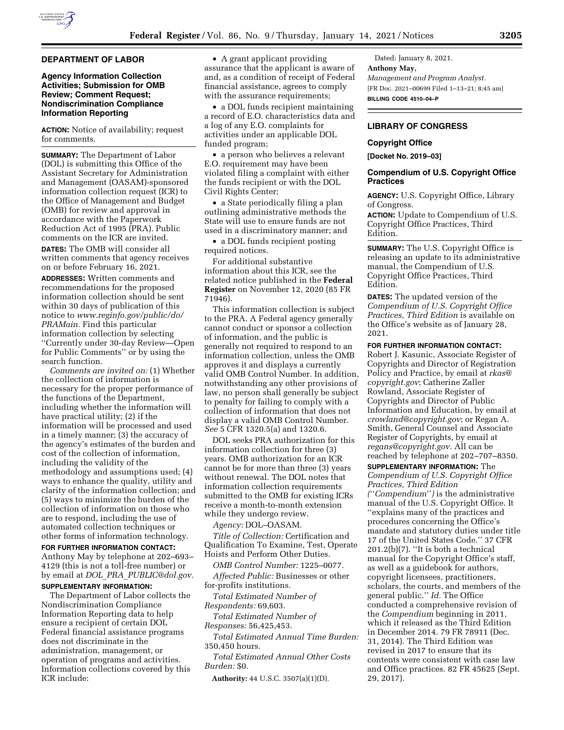## DEPARTMENT OF LABOR

### Agency Information Collection Activities; Submission for OMB Review; Comment Request; Nondiscrimination Compliance Information Reporting

**ACTION:** Notice of availability; request for comments.

**SUMMARY:** The Department of Labor (DOL) is submitting this Office of the Assistant Secretary for Administration and Management (OASAM)-sponsored information collection request (ICR) to the Office of Management and Budget (OMB) for review and approval in accordance with the Paperwork Reduction Act of 1995 (PRA). Public comments on the ICR are invited.

**DATES:** The OMB will consider all written comments that agency receives on or before February 16, 2021.

**ADDRESSES:** Written comments and recommendations for the proposed information collection should be sent within 30 days of publication of this notice to *www.reginfo.gov/public/do/PRAMain.* Find this particular information collection by selecting ''Currently under 30-day Review—Open for Public Comments'' or by using the search function.

*Comments are invited on:* (1) Whether the collection of information is necessary for the proper performance of the functions of the Department, including whether the information will have practical utility; (2) if the information will be processed and used in a timely manner; (3) the accuracy of the agency's estimates of the burden and cost of the collection of information, including the validity of the methodology and assumptions used; (4) ways to enhance the quality, utility and clarity of the information collection; and (5) ways to minimize the burden of the collection of information on those who are to respond, including the use of automated collection techniques or other forms of information technology.

**FOR FURTHER INFORMATION CONTACT:** Anthony May by telephone at 202–693–4129 (this is not a toll-free number) or by email at *DOL_PRA_PUBLIC@dol.gov*.

**SUPPLEMENTARY INFORMATION:**

The Department of Labor collects the Nondiscrimination Compliance Information Reporting data to help ensure a recipient of certain DOL Federal financial assistance programs does not discriminate in the administration, management, or operation of programs and activities. Information collections covered by this ICR include:

- A grant applicant providing assurance that the applicant is aware of and, as a condition of receipt of Federal financial assistance, agrees to comply with the assurance requirements;
- a DOL funds recipient maintaining a record of E.O. characteristics data and a log of any E.O. complaints for activities under an applicable DOL funded program;
- a person who believes a relevant E.O. requirement may have been violated filing a complaint with either the funds recipient or with the DOL Civil Rights Center;
- a State periodically filing a plan outlining administrative methods the State will use to ensure funds are not used in a discriminatory manner; and
- a DOL funds recipient posting required notices.

For additional substantive information about this ICR, see the related notice published in the **Federal Register** on November 12, 2020 (85 FR 71946).

This information collection is subject to the PRA. A Federal agency generally cannot conduct or sponsor a collection of information, and the public is generally not required to respond to an information collection, unless the OMB approves it and displays a currently valid OMB Control Number. In addition, notwithstanding any other provisions of law, no person shall generally be subject to penalty for failing to comply with a collection of information that does not display a valid OMB Control Number. *See* 5 CFR 1320.5(a) and 1320.6.

DOL seeks PRA authorization for this information collection for three (3) years. OMB authorization for an ICR cannot be for more than three (3) years without renewal. The DOL notes that information collection requirements submitted to the OMB for existing ICRs receive a month-to-month extension while they undergo review.

*Agency:* DOL–OASAM.

*Title of Collection:* Certification and Qualification To Examine, Test, Operate Hoists and Perform Other Duties.

*OMB Control Number:* 1225–0077.

*Affected Public:* Businesses or other for-profits institutions.

*Total Estimated Number of Respondents:* 69,603.

*Total Estimated Number of Responses:* 56,425,453.

*Total Estimated Annual Time Burden:* 350,450 hours.

*Total Estimated Annual Other Costs Burden:* $0.

**Authority:** 44 U.S.C. 3507(a)(1)(D).

Dated: January 8, 2021.

**Anthony May,**

*Management and Program Analyst.*

[FR Doc. 2021–00699 Filed 1–13–21; 8:45 am]

**BILLING CODE 4510–04–P**

## LIBRARY OF CONGRESS

### Copyright Office

**[Docket No. 2019–03]**

### Compendium of U.S. Copyright Office Practices

**AGENCY:** U.S. Copyright Office, Library of Congress.

**ACTION:** Update to Compendium of U.S. Copyright Office Practices, Third Edition.

**SUMMARY:** The U.S. Copyright Office is releasing an update to its administrative manual, the Compendium of U.S. Copyright Office Practices, Third Edition.

**DATES:** The updated version of the *Compendium of U.S. Copyright Office Practices, Third Edition* is available on the Office's website as of January 28, 2021.

**FOR FURTHER INFORMATION CONTACT:** Robert J. Kasunic, Associate Register of Copyrights and Director of Registration Policy and Practice, by email at *rkas@copyright.gov*; Catherine Zaller Rowland, Associate Register of Copyrights and Director of Public Information and Education, by email at *crowland@copyright.gov*; or Regan A. Smith, General Counsel and Associate Register of Copyrights, by email at *regans@copyright.gov.* All can be reached by telephone at 202–707–8350.

**SUPPLEMENTARY INFORMATION:** The *Compendium of U.S. Copyright Office Practices, Third Edition* (''*Compendium*'') is the administrative manual of the U.S. Copyright Office. It ''explains many of the practices and procedures concerning the Office's mandate and statutory duties under title 17 of the United States Code.'' 37 CFR 201.2(b)(7). ''It is both a technical manual for the Copyright Office's staff, as well as a guidebook for authors, copyright licensees, practitioners, scholars, the courts, and members of the general public.'' *Id.* The Office conducted a comprehensive revision of the *Compendium* beginning in 2011, which it released as the Third Edition in December 2014. 79 FR 78911 (Dec. 31, 2014). The Third Edition was revised in 2017 to ensure that its contents were consistent with case law and Office practices. 82 FR 45625 (Sept. 29, 2017).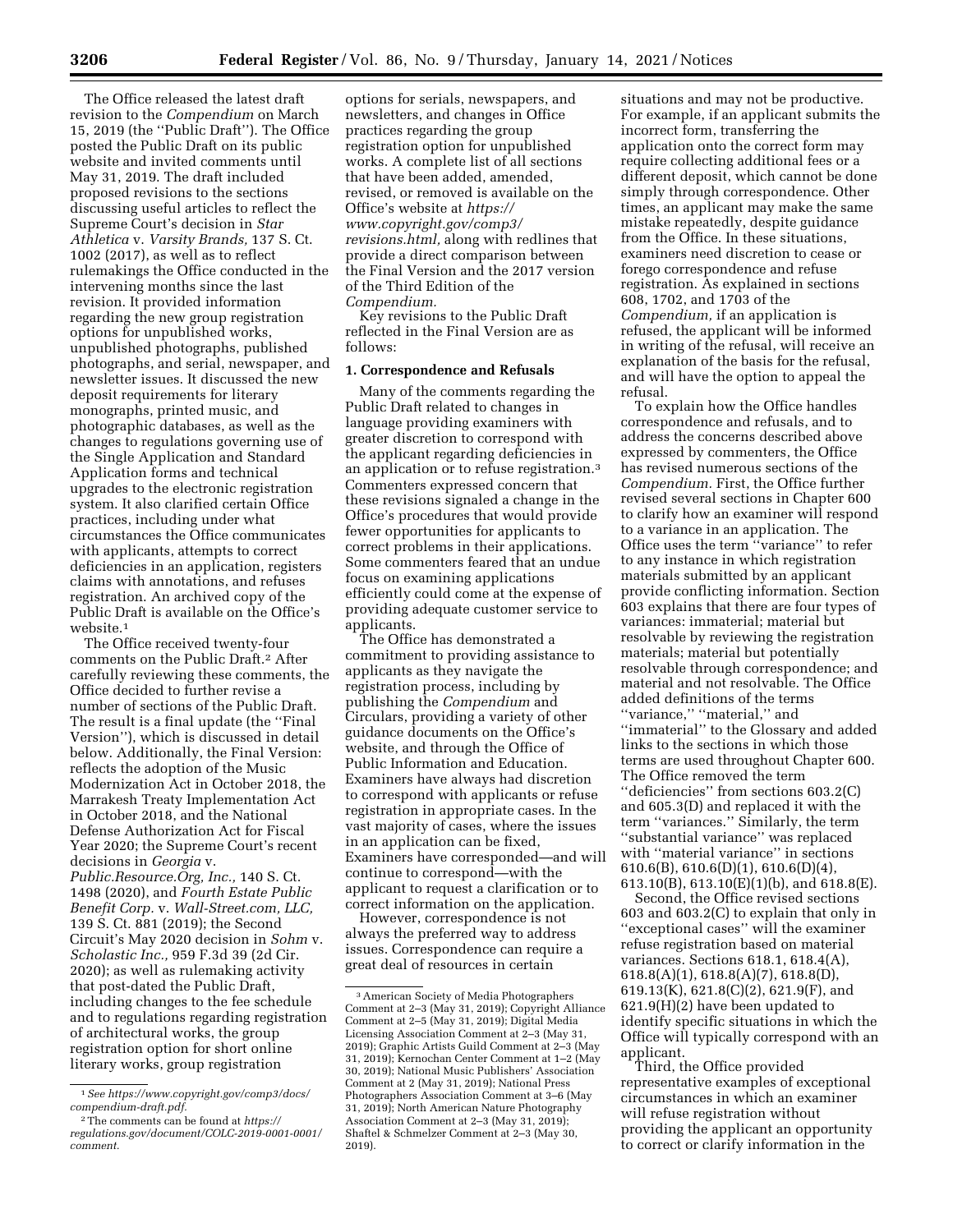The Office released the latest draft revision to the *Compendium* on March 15, 2019 (the ''Public Draft''). The Office posted the Public Draft on its public website and invited comments until May 31, 2019. The draft included proposed revisions to the sections discussing useful articles to reflect the Supreme Court's decision in *Star Athletica* v. *Varsity Brands,* 137 S. Ct. 1002 (2017), as well as to reflect rulemakings the Office conducted in the intervening months since the last revision. It provided information regarding the new group registration options for unpublished works, unpublished photographs, published photographs, and serial, newspaper, and newsletter issues. It discussed the new deposit requirements for literary monographs, printed music, and photographic databases, as well as the changes to regulations governing use of the Single Application and Standard Application forms and technical upgrades to the electronic registration system. It also clarified certain Office practices, including under what circumstances the Office communicates with applicants, attempts to correct deficiencies in an application, registers claims with annotations, and refuses registration. An archived copy of the Public Draft is available on the Office's website.[1]

The Office received twenty-four comments on the Public Draft.[2] After carefully reviewing these comments, the Office decided to further revise a number of sections of the Public Draft. The result is a final update (the ''Final Version''), which is discussed in detail below. Additionally, the Final Version: reflects the adoption of the Music Modernization Act in October 2018, the Marrakesh Treaty Implementation Act in October 2018, and the National Defense Authorization Act for Fiscal Year 2020; the Supreme Court's recent decisions in *Georgia* v. *Public.Resource.Org, Inc.,* 140 S. Ct. 1498 (2020), and *Fourth Estate Public Benefit Corp.* v. *Wall-Street.com, LLC,* 139 S. Ct. 881 (2019); the Second Circuit's May 2020 decision in *Sohm* v. *Scholastic Inc.,* 959 F.3d 39 (2d Cir. 2020); as well as rulemaking activity that post-dated the Public Draft, including changes to the fee schedule and to regulations regarding registration of architectural works, the group registration option for short online literary works, group registration options for serials, newspapers, and newsletters, and changes in Office practices regarding the group registration option for unpublished works. A complete list of all sections that have been added, amended, revised, or removed is available on the Office's website at *https://www.copyright.gov/comp3/revisions.html,* along with redlines that provide a direct comparison between the Final Version and the 2017 version of the Third Edition of the *Compendium.*

Key revisions to the Public Draft reflected in the Final Version are as follows:

**1. Correspondence and Refusals**

Many of the comments regarding the Public Draft related to changes in language providing examiners with greater discretion to correspond with the applicant regarding deficiencies in an application or to refuse registration.[3] Commenters expressed concern that these revisions signaled a change in the Office's procedures that would provide fewer opportunities for applicants to correct problems in their applications. Some commenters feared that an undue focus on examining applications efficiently could come at the expense of providing adequate customer service to applicants.

The Office has demonstrated a commitment to providing assistance to applicants as they navigate the registration process, including by publishing the *Compendium* and Circulars, providing a variety of other guidance documents on the Office's website, and through the Office of Public Information and Education. Examiners have always had discretion to correspond with applicants or refuse registration in appropriate cases. In the vast majority of cases, where the issues in an application can be fixed, Examiners have corresponded—and will continue to correspond—with the applicant to request a clarification or to correct information on the application.

However, correspondence is not always the preferred way to address issues. Correspondence can require a great deal of resources in certain situations and may not be productive. For example, if an applicant submits the incorrect form, transferring the application onto the correct form may require collecting additional fees or a different deposit, which cannot be done simply through correspondence. Other times, an applicant may make the same mistake repeatedly, despite guidance from the Office. In these situations, examiners need discretion to cease or forego correspondence and refuse registration. As explained in sections 608, 1702, and 1703 of the *Compendium,* if an application is refused, the applicant will be informed in writing of the refusal, will receive an explanation of the basis for the refusal, and will have the option to appeal the refusal.

To explain how the Office handles correspondence and refusals, and to address the concerns described above expressed by commenters, the Office has revised numerous sections of the *Compendium.* First, the Office further revised several sections in Chapter 600 to clarify how an examiner will respond to a variance in an application. The Office uses the term ''variance'' to refer to any instance in which registration materials submitted by an applicant provide conflicting information. Section 603 explains that there are four types of variances: immaterial; material but resolvable by reviewing the registration materials; material but potentially resolvable through correspondence; and material and not resolvable. The Office added definitions of the terms ''variance,'' ''material,'' and ''immaterial'' to the Glossary and added links to the sections in which those terms are used throughout Chapter 600. The Office removed the term ''deficiencies'' from sections 603.2(C) and 605.3(D) and replaced it with the term ''variances.'' Similarly, the term ''substantial variance'' was replaced with ''material variance'' in sections 610.6(B), 610.6(D)(1), 610.6(D)(4), 613.10(B), 613.10(E)(1)(b), and 618.8(E).

Second, the Office revised sections 603 and 603.2(C) to explain that only in ''exceptional cases'' will the examiner refuse registration based on material variances. Sections 618.1, 618.4(A), 618.8(A)(1), 618.8(A)(7), 618.8(D), 619.13(K), 621.8(C)(2), 621.9(F), and 621.9(H)(2) have been updated to identify specific situations in which the Office will typically correspond with an applicant.

Third, the Office provided representative examples of exceptional circumstances in which an examiner will refuse registration without providing the applicant an opportunity to correct or clarify information in the

---

[1] *See https://www.copyright.gov/comp3/docs/compendium-draft.pdf.*

[2] The comments can be found at *https://regulations.gov/document/COLC-2019-0001-0001/comment.*

[3] American Society of Media Photographers Comment at 2–3 (May 31, 2019); Copyright Alliance Comment at 2–5 (May 31, 2019); Digital Media Licensing Association Comment at 2–3 (May 31, 2019); Graphic Artists Guild Comment at 2–3 (May 31, 2019); Kernochan Center Comment at 1–2 (May 30, 2019); National Music Publishers' Association Comment at 2 (May 31, 2019); National Press Photographers Association Comment at 3–6 (May 31, 2019); North American Nature Photography Association Comment at 2–3 (May 31, 2019); Shaftel & Schmelzer Comment at 2–3 (May 30, 2019).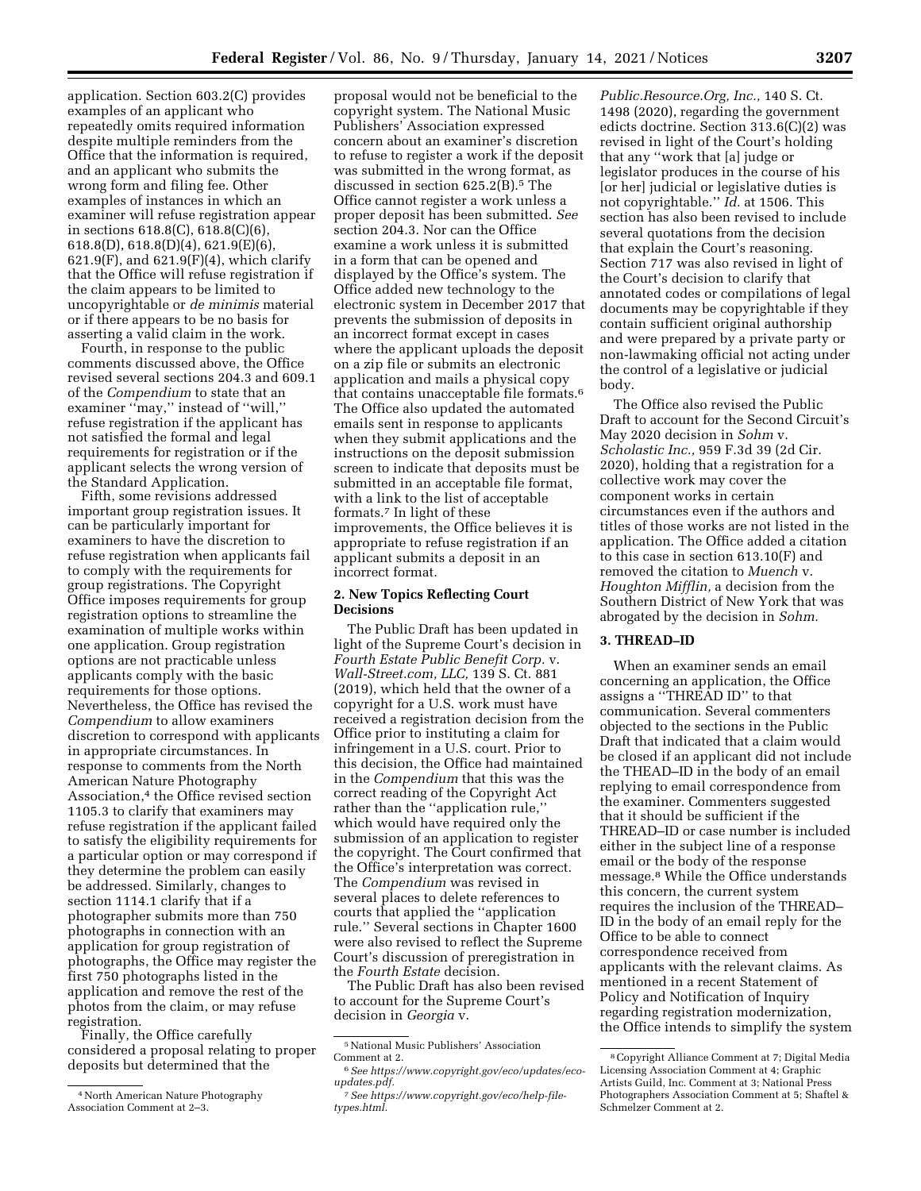application. Section 603.2(C) provides examples of an applicant who repeatedly omits required information despite multiple reminders from the Office that the information is required, and an applicant who submits the wrong form and filing fee. Other examples of instances in which an examiner will refuse registration appear in sections 618.8(C), 618.8(C)(6), 618.8(D), 618.8(D)(4), 621.9(E)(6), 621.9(F), and 621.9(F)(4), which clarify that the Office will refuse registration if the claim appears to be limited to uncopyrightable or *de minimis* material or if there appears to be no basis for asserting a valid claim in the work.

Fourth, in response to the public comments discussed above, the Office revised several sections 204.3 and 609.1 of the *Compendium* to state that an examiner ''may,'' instead of ''will,'' refuse registration if the applicant has not satisfied the formal and legal requirements for registration or if the applicant selects the wrong version of the Standard Application.

Fifth, some revisions addressed important group registration issues. It can be particularly important for examiners to have the discretion to refuse registration when applicants fail to comply with the requirements for group registrations. The Copyright Office imposes requirements for group registration options to streamline the examination of multiple works within one application. Group registration options are not practicable unless applicants comply with the basic requirements for those options. Nevertheless, the Office has revised the *Compendium* to allow examiners discretion to correspond with applicants in appropriate circumstances. In response to comments from the North American Nature Photography Association,[4] the Office revised section 1105.3 to clarify that examiners may refuse registration if the applicant failed to satisfy the eligibility requirements for a particular option or may correspond if they determine the problem can easily be addressed. Similarly, changes to section 1114.1 clarify that if a photographer submits more than 750 photographs in connection with an application for group registration of photographs, the Office may register the first 750 photographs listed in the application and remove the rest of the photos from the claim, or may refuse registration.

Finally, the Office carefully considered a proposal relating to proper deposits but determined that the proposal would not be beneficial to the copyright system. The National Music Publishers' Association expressed concern about an examiner's discretion to refuse to register a work if the deposit was submitted in the wrong format, as discussed in section 625.2(B).[5] The Office cannot register a work unless a proper deposit has been submitted. *See* section 204.3. Nor can the Office examine a work unless it is submitted in a form that can be opened and displayed by the Office's system. The Office added new technology to the electronic system in December 2017 that prevents the submission of deposits in an incorrect format except in cases where the applicant uploads the deposit on a zip file or submits an electronic application and mails a physical copy that contains unacceptable file formats.[6] The Office also updated the automated emails sent in response to applicants when they submit applications and the instructions on the deposit submission screen to indicate that deposits must be submitted in an acceptable file format, with a link to the list of acceptable formats.[7] In light of these improvements, the Office believes it is appropriate to refuse registration if an applicant submits a deposit in an incorrect format.

### 2. New Topics Reflecting Court Decisions

The Public Draft has been updated in light of the Supreme Court's decision in *Fourth Estate Public Benefit Corp.* v. *Wall-Street.com, LLC,* 139 S. Ct. 881 (2019), which held that the owner of a copyright for a U.S. work must have received a registration decision from the Office prior to instituting a claim for infringement in a U.S. court. Prior to this decision, the Office had maintained in the *Compendium* that this was the correct reading of the Copyright Act rather than the ''application rule,'' which would have required only the submission of an application to register the copyright. The Court confirmed that the Office's interpretation was correct. The *Compendium* was revised in several places to delete references to courts that applied the ''application rule.'' Several sections in Chapter 1600 were also revised to reflect the Supreme Court's discussion of preregistration in the *Fourth Estate* decision.

The Public Draft has also been revised to account for the Supreme Court's decision in *Georgia* v. *Public.Resource.Org, Inc.,* 140 S. Ct. 1498 (2020), regarding the government edicts doctrine. Section 313.6(C)(2) was revised in light of the Court's holding that any ''work that [a] judge or legislator produces in the course of his [or her] judicial or legislative duties is not copyrightable.'' *Id.* at 1506. This section has also been revised to include several quotations from the decision that explain the Court's reasoning. Section 717 was also revised in light of the Court's decision to clarify that annotated codes or compilations of legal documents may be copyrightable if they contain sufficient original authorship and were prepared by a private party or non-lawmaking official not acting under the control of a legislative or judicial body.

The Office also revised the Public Draft to account for the Second Circuit's May 2020 decision in *Sohm* v. *Scholastic Inc.,* 959 F.3d 39 (2d Cir. 2020), holding that a registration for a collective work may cover the component works in certain circumstances even if the authors and titles of those works are not listed in the application. The Office added a citation to this case in section 613.10(F) and removed the citation to *Muench* v. *Houghton Mifflin,* a decision from the Southern District of New York that was abrogated by the decision in *Sohm.*

### 3. THREAD–ID

When an examiner sends an email concerning an application, the Office assigns a ''THREAD ID'' to that communication. Several commenters objected to the sections in the Public Draft that indicated that a claim would be closed if an applicant did not include the THEAD–ID in the body of an email replying to email correspondence from the examiner. Commenters suggested that it should be sufficient if the THREAD–ID or case number is included either in the subject line of a response email or the body of the response message.[8] While the Office understands this concern, the current system requires the inclusion of the THREAD–ID in the body of an email reply for the Office to be able to connect correspondence received from applicants with the relevant claims. As mentioned in a recent Statement of Policy and Notification of Inquiry regarding registration modernization, the Office intends to simplify the system

---

[4] North American Nature Photography Association Comment at 2–3.

[5] National Music Publishers' Association Comment at 2.

[6] *See https://www.copyright.gov/eco/updates/eco-updates.pdf.*

[7] *See https://www.copyright.gov/eco/help-file-types.html.*

[8] Copyright Alliance Comment at 7; Digital Media Licensing Association Comment at 4; Graphic Artists Guild, Inc. Comment at 3; National Press Photographers Association Comment at 5; Shaftel & Schmelzer Comment at 2.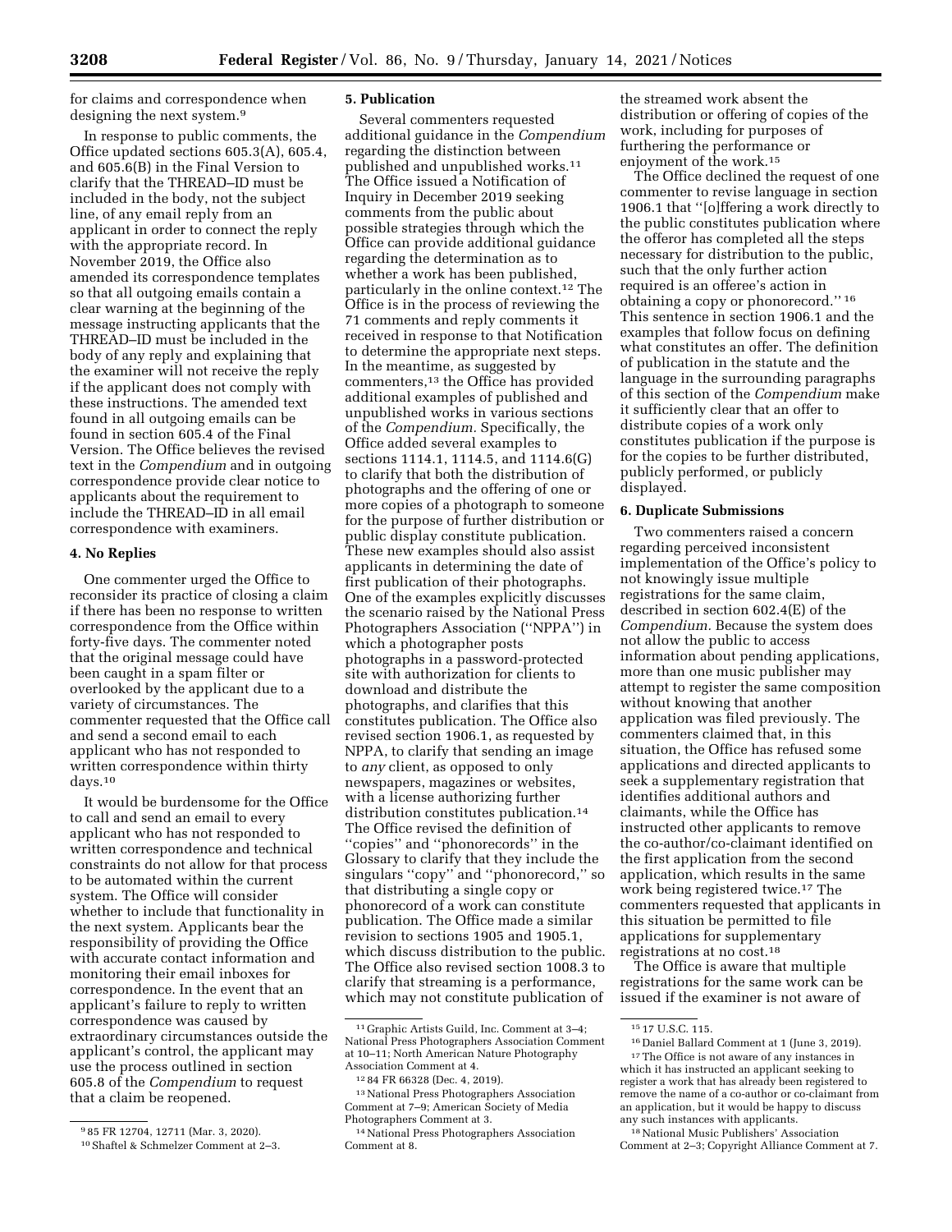for claims and correspondence when designing the next system.[9]

In response to public comments, the Office updated sections 605.3(A), 605.4, and 605.6(B) in the Final Version to clarify that the THREAD–ID must be included in the body, not the subject line, of any email reply from an applicant in order to connect the reply with the appropriate record. In November 2019, the Office also amended its correspondence templates so that all outgoing emails contain a clear warning at the beginning of the message instructing applicants that the THREAD–ID must be included in the body of any reply and explaining that the examiner will not receive the reply if the applicant does not comply with these instructions. The amended text found in all outgoing emails can be found in section 605.4 of the Final Version. The Office believes the revised text in the *Compendium* and in outgoing correspondence provide clear notice to applicants about the requirement to include the THREAD–ID in all email correspondence with examiners.

### 4. No Replies

One commenter urged the Office to reconsider its practice of closing a claim if there has been no response to written correspondence from the Office within forty-five days. The commenter noted that the original message could have been caught in a spam filter or overlooked by the applicant due to a variety of circumstances. The commenter requested that the Office call and send a second email to each applicant who has not responded to written correspondence within thirty days.[10]

It would be burdensome for the Office to call and send an email to every applicant who has not responded to written correspondence and technical constraints do not allow for that process to be automated within the current system. The Office will consider whether to include that functionality in the next system. Applicants bear the responsibility of providing the Office with accurate contact information and monitoring their email inboxes for correspondence. In the event that an applicant's failure to reply to written correspondence was caused by extraordinary circumstances outside the applicant's control, the applicant may use the process outlined in section 605.8 of the *Compendium* to request that a claim be reopened.

### 5. Publication

Several commenters requested additional guidance in the *Compendium* regarding the distinction between published and unpublished works.[11] The Office issued a Notification of Inquiry in December 2019 seeking comments from the public about possible strategies through which the Office can provide additional guidance regarding the determination as to whether a work has been published, particularly in the online context.[12] The Office is in the process of reviewing the 71 comments and reply comments it received in response to that Notification to determine the appropriate next steps. In the meantime, as suggested by commenters,[13] the Office has provided additional examples of published and unpublished works in various sections of the *Compendium*. Specifically, the Office added several examples to sections 1114.1, 1114.5, and 1114.6(G) to clarify that both the distribution of photographs and the offering of one or more copies of a photograph to someone for the purpose of further distribution or public display constitute publication. These new examples should also assist applicants in determining the date of first publication of their photographs. One of the examples explicitly discusses the scenario raised by the National Press Photographers Association (''NPPA'') in which a photographer posts photographs in a password-protected site with authorization for clients to download and distribute the photographs, and clarifies that this constitutes publication. The Office also revised section 1906.1, as requested by NPPA, to clarify that sending an image to *any* client, as opposed to only newspapers, magazines or websites, with a license authorizing further distribution constitutes publication.[14] The Office revised the definition of ''copies'' and ''phonorecords'' in the Glossary to clarify that they include the singulars ''copy'' and ''phonorecord,'' so that distributing a single copy or phonorecord of a work can constitute publication. The Office made a similar revision to sections 1905 and 1905.1, which discuss distribution to the public. The Office also revised section 1008.3 to clarify that streaming is a performance, which may not constitute publication of the streamed work absent the distribution or offering of copies of the work, including for purposes of furthering the performance or enjoyment of the work.[15]

The Office declined the request of one commenter to revise language in section 1906.1 that ''[o]ffering a work directly to the public constitutes publication where the offeror has completed all the steps necessary for distribution to the public, such that the only further action required is an offeree's action in obtaining a copy or phonorecord.'' [16] This sentence in section 1906.1 and the examples that follow focus on defining what constitutes an offer. The definition of publication in the statute and the language in the surrounding paragraphs of this section of the *Compendium* make it sufficiently clear that an offer to distribute copies of a work only constitutes publication if the purpose is for the copies to be further distributed, publicly performed, or publicly displayed.

### 6. Duplicate Submissions

Two commenters raised a concern regarding perceived inconsistent implementation of the Office's policy to not knowingly issue multiple registrations for the same claim, described in section 602.4(E) of the *Compendium*. Because the system does not allow the public to access information about pending applications, more than one music publisher may attempt to register the same composition without knowing that another application was filed previously. The commenters claimed that, in this situation, the Office has refused some applications and directed applicants to seek a supplementary registration that identifies additional authors and claimants, while the Office has instructed other applicants to remove the co-author/co-claimant identified on the first application from the second application, which results in the same work being registered twice.[17] The commenters requested that applicants in this situation be permitted to file applications for supplementary registrations at no cost.[18]

The Office is aware that multiple registrations for the same work can be issued if the examiner is not aware of

---

[9] 85 FR 12704, 12711 (Mar. 3, 2020).

[10] Shaftel & Schmelzer Comment at 2–3.

[11] Graphic Artists Guild, Inc. Comment at 3–4; National Press Photographers Association Comment at 10–11; North American Nature Photography Association Comment at 4.

[12] 84 FR 66328 (Dec. 4, 2019).

[13] National Press Photographers Association Comment at 7–9; American Society of Media Photographers Comment at 3.

[14] National Press Photographers Association Comment at 8.

[15] 17 U.S.C. 115.

[16] Daniel Ballard Comment at 1 (June 3, 2019).

[17] The Office is not aware of any instances in which it has instructed an applicant seeking to register a work that has already been registered to remove the name of a co-author or co-claimant from an application, but it would be happy to discuss any such instances with applicants.

[18] National Music Publishers' Association Comment at 2–3; Copyright Alliance Comment at 7.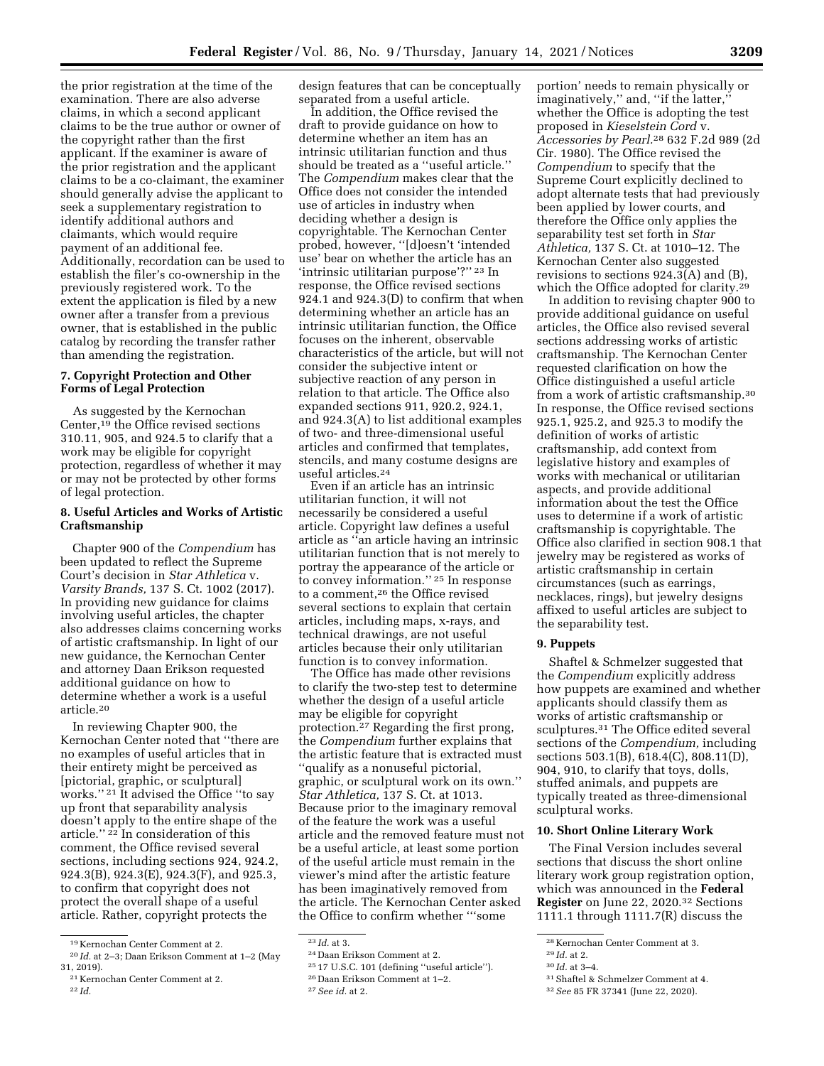the prior registration at the time of the examination. There are also adverse claims, in which a second applicant claims to be the true author or owner of the copyright rather than the first applicant. If the examiner is aware of the prior registration and the applicant claims to be a co-claimant, the examiner should generally advise the applicant to seek a supplementary registration to identify additional authors and claimants, which would require payment of an additional fee. Additionally, recordation can be used to establish the filer's co-ownership in the previously registered work. To the extent the application is filed by a new owner after a transfer from a previous owner, that is established in the public catalog by recording the transfer rather than amending the registration.

### 7. Copyright Protection and Other Forms of Legal Protection

As suggested by the Kernochan Center,[19] the Office revised sections 310.11, 905, and 924.5 to clarify that a work may be eligible for copyright protection, regardless of whether it may or may not be protected by other forms of legal protection.

### 8. Useful Articles and Works of Artistic Craftsmanship

Chapter 900 of the *Compendium* has been updated to reflect the Supreme Court's decision in *Star Athletica* v. *Varsity Brands,* 137 S. Ct. 1002 (2017). In providing new guidance for claims involving useful articles, the chapter also addresses claims concerning works of artistic craftsmanship. In light of our new guidance, the Kernochan Center and attorney Daan Erikson requested additional guidance on how to determine whether a work is a useful article.[20]

In reviewing Chapter 900, the Kernochan Center noted that ''there are no examples of useful articles that in their entirety might be perceived as [pictorial, graphic, or sculptural] works.'' [21] It advised the Office ''to say up front that separability analysis doesn't apply to the entire shape of the article.'' [22] In consideration of this comment, the Office revised several sections, including sections 924, 924.2, 924.3(B), 924.3(E), 924.3(F), and 925.3, to confirm that copyright does not protect the overall shape of a useful article. Rather, copyright protects the design features that can be conceptually separated from a useful article.

In addition, the Office revised the draft to provide guidance on how to determine whether an item has an intrinsic utilitarian function and thus should be treated as a ''useful article.'' The *Compendium* makes clear that the Office does not consider the intended use of articles in industry when deciding whether a design is copyrightable. The Kernochan Center probed, however, ''[d]oesn't 'intended use' bear on whether the article has an 'intrinsic utilitarian purpose'?'' [23] In response, the Office revised sections 924.1 and 924.3(D) to confirm that when determining whether an article has an intrinsic utilitarian function, the Office focuses on the inherent, observable characteristics of the article, but will not consider the subjective intent or subjective reaction of any person in relation to that article. The Office also expanded sections 911, 920.2, 924.1, and 924.3(A) to list additional examples of two- and three-dimensional useful articles and confirmed that templates, stencils, and many costume designs are useful articles.[24]

Even if an article has an intrinsic utilitarian function, it will not necessarily be considered a useful article. Copyright law defines a useful article as ''an article having an intrinsic utilitarian function that is not merely to portray the appearance of the article or to convey information.'' [25] In response to a comment,[26] the Office revised several sections to explain that certain articles, including maps, x-rays, and technical drawings, are not useful articles because their only utilitarian function is to convey information.

The Office has made other revisions to clarify the two-step test to determine whether the design of a useful article may be eligible for copyright protection.[27] Regarding the first prong, the *Compendium* further explains that the artistic feature that is extracted must ''qualify as a nonuseful pictorial, graphic, or sculptural work on its own.'' *Star Athletica,* 137 S. Ct. at 1013. Because prior to the imaginary removal of the feature the work was a useful article and the removed feature must not be a useful article, at least some portion of the useful article must remain in the viewer's mind after the artistic feature has been imaginatively removed from the article. The Kernochan Center asked the Office to confirm whether '''some portion' needs to remain physically or imaginatively,'' and, ''if the latter,'' whether the Office is adopting the test proposed in *Kieselstein Cord* v. *Accessories by Pearl.*[28] 632 F.2d 989 (2d Cir. 1980). The Office revised the *Compendium* to specify that the Supreme Court explicitly declined to adopt alternate tests that had previously been applied by lower courts, and therefore the Office only applies the separability test set forth in *Star Athletica,* 137 S. Ct. at 1010–12. The Kernochan Center also suggested revisions to sections 924.3(A) and (B), which the Office adopted for clarity.[29]

In addition to revising chapter 900 to provide additional guidance on useful articles, the Office also revised several sections addressing works of artistic craftsmanship. The Kernochan Center requested clarification on how the Office distinguished a useful article from a work of artistic craftsmanship.[30] In response, the Office revised sections 925.1, 925.2, and 925.3 to modify the definition of works of artistic craftsmanship, add context from legislative history and examples of works with mechanical or utilitarian aspects, and provide additional information about the test the Office uses to determine if a work of artistic craftsmanship is copyrightable. The Office also clarified in section 908.1 that jewelry may be registered as works of artistic craftsmanship in certain circumstances (such as earrings, necklaces, rings), but jewelry designs affixed to useful articles are subject to the separability test.

### 9. Puppets

Shaftel & Schmelzer suggested that the *Compendium* explicitly address how puppets are examined and whether applicants should classify them as works of artistic craftsmanship or sculptures.[31] The Office edited several sections of the *Compendium,* including sections 503.1(B), 618.4(C), 808.11(D), 904, 910, to clarify that toys, dolls, stuffed animals, and puppets are typically treated as three-dimensional sculptural works.

### 10. Short Online Literary Work

The Final Version includes several sections that discuss the short online literary work group registration option, which was announced in the **Federal Register** on June 22, 2020.[32] Sections 1111.1 through 1111.7(R) discuss the

---

[19] Kernochan Center Comment at 2.

[20] *Id.* at 2–3; Daan Erikson Comment at 1–2 (May 31, 2019).

[21] Kernochan Center Comment at 2.

[22] *Id.*

[23] *Id.* at 3.

[24] Daan Erikson Comment at 2.

[25] 17 U.S.C. 101 (defining ''useful article'').

[26] Daan Erikson Comment at 1–2.

[27] *See id.* at 2.

[28] Kernochan Center Comment at 3.

[29] *Id.* at 2.

[30] *Id.* at 3–4.

[31] Shaftel & Schmelzer Comment at 4.

[32] *See* 85 FR 37341 (June 22, 2020).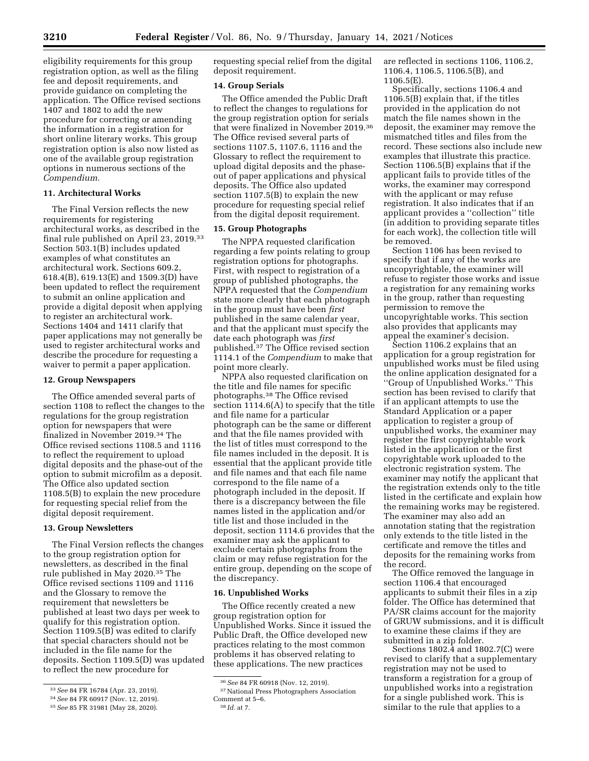eligibility requirements for this group registration option, as well as the filing fee and deposit requirements, and provide guidance on completing the application. The Office revised sections 1407 and 1802 to add the new procedure for correcting or amending the information in a registration for short online literary works. This group registration option is also now listed as one of the available group registration options in numerous sections of the *Compendium.*

### 11. Architectural Works

The Final Version reflects the new requirements for registering architectural works, as described in the final rule published on April 23, 2019.[33] Section 503.1(B) includes updated examples of what constitutes an architectural work. Sections 609.2, 618.4(B), 619.13(E) and 1509.3(D) have been updated to reflect the requirement to submit an online application and provide a digital deposit when applying to register an architectural work. Sections 1404 and 1411 clarify that paper applications may not generally be used to register architectural works and describe the procedure for requesting a waiver to permit a paper application.

### 12. Group Newspapers

The Office amended several parts of section 1108 to reflect the changes to the regulations for the group registration option for newspapers that were finalized in November 2019.[34] The Office revised sections 1108.5 and 1116 to reflect the requirement to upload digital deposits and the phase-out of the option to submit microfilm as a deposit. The Office also updated section 1108.5(B) to explain the new procedure for requesting special relief from the digital deposit requirement.

### 13. Group Newsletters

The Final Version reflects the changes to the group registration option for newsletters, as described in the final rule published in May 2020.[35] The Office revised sections 1109 and 1116 and the Glossary to remove the requirement that newsletters be published at least two days per week to qualify for this registration option. Section 1109.5(B) was edited to clarify that special characters should not be included in the file name for the deposits. Section 1109.5(D) was updated to reflect the new procedure for requesting special relief from the digital deposit requirement.

### 14. Group Serials

The Office amended the Public Draft to reflect the changes to regulations for the group registration option for serials that were finalized in November 2019.[36] The Office revised several parts of sections 1107.5, 1107.6, 1116 and the Glossary to reflect the requirement to upload digital deposits and the phase-out of paper applications and physical deposits. The Office also updated section 1107.5(B) to explain the new procedure for requesting special relief from the digital deposit requirement.

### 15. Group Photographs

The NPPA requested clarification regarding a few points relating to group registration options for photographs. First, with respect to registration of a group of published photographs, the NPPA requested that the *Compendium* state more clearly that each photograph in the group must have been *first* published in the same calendar year, and that the applicant must specify the date each photograph was *first* published.[37] The Office revised section 1114.1 of the *Compendium* to make that point more clearly.

NPPA also requested clarification on the title and file names for specific photographs.[38] The Office revised section 1114.6(A) to specify that the title and file name for a particular photograph can be the same or different and that the file names provided with the list of titles must correspond to the file names included in the deposit. It is essential that the applicant provide title and file names and that each file name correspond to the file name of a photograph included in the deposit. If there is a discrepancy between the file names listed in the application and/or title list and those included in the deposit, section 1114.6 provides that the examiner may ask the applicant to exclude certain photographs from the claim or may refuse registration for the entire group, depending on the scope of the discrepancy.

### 16. Unpublished Works

The Office recently created a new group registration option for Unpublished Works. Since it issued the Public Draft, the Office developed new practices relating to the most common problems it has observed relating to these applications. The new practices are reflected in sections 1106, 1106.2, 1106.4, 1106.5, 1106.5(B), and 1106.5(E).

Specifically, sections 1106.4 and 1106.5(B) explain that, if the titles provided in the application do not match the file names shown in the deposit, the examiner may remove the mismatched titles and files from the record. These sections also include new examples that illustrate this practice. Section 1106.5(B) explains that if the applicant fails to provide titles of the works, the examiner may correspond with the applicant or may refuse registration. It also indicates that if an applicant provides a "collection" title (in addition to providing separate titles for each work), the collection title will be removed.

Section 1106 has been revised to specify that if any of the works are uncopyrightable, the examiner will refuse to register those works and issue a registration for any remaining works in the group, rather than requesting permission to remove the uncopyrightable works. This section also provides that applicants may appeal the examiner's decision.

Section 1106.2 explains that an application for a group registration for unpublished works must be filed using the online application designated for a "Group of Unpublished Works." This section has been revised to clarify that if an applicant attempts to use the Standard Application or a paper application to register a group of unpublished works, the examiner may register the first copyrightable work listed in the application or the first copyrightable work uploaded to the electronic registration system. The examiner may notify the applicant that the registration extends only to the title listed in the certificate and explain how the remaining works may be registered. The examiner may also add an annotation stating that the registration only extends to the title listed in the certificate and remove the titles and deposits for the remaining works from the record.

The Office removed the language in section 1106.4 that encouraged applicants to submit their files in a zip folder. The Office has determined that PA/SR claims account for the majority of GRUW submissions, and it is difficult to examine these claims if they are submitted in a zip folder.

Sections 1802.4 and 1802.7(C) were revised to clarify that a supplementary registration may not be used to transform a registration for a group of unpublished works into a registration for a single published work. This is similar to the rule that applies to a

---

[33] *See* 84 FR 16784 (Apr. 23, 2019).

[34] *See* 84 FR 60917 (Nov. 12, 2019).

[35] *See* 85 FR 31981 (May 28, 2020).

[36] *See* 84 FR 60918 (Nov. 12, 2019).

[37] National Press Photographers Association Comment at 5–6.

[38] *Id.* at 7.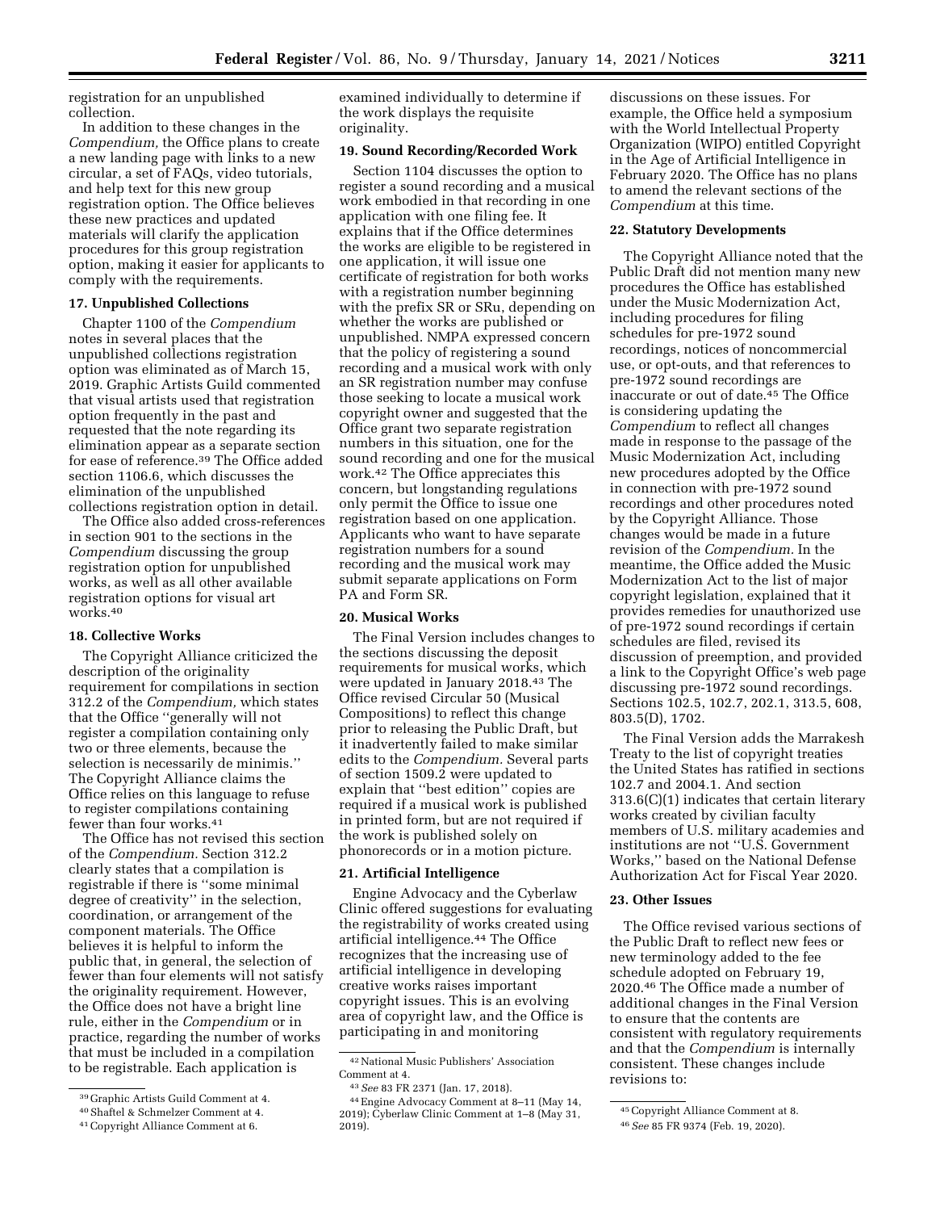registration for an unpublished collection.

In addition to these changes in the *Compendium,* the Office plans to create a new landing page with links to a new circular, a set of FAQs, video tutorials, and help text for this new group registration option. The Office believes these new practices and updated materials will clarify the application procedures for this group registration option, making it easier for applicants to comply with the requirements.

### 17. Unpublished Collections

Chapter 1100 of the *Compendium* notes in several places that the unpublished collections registration option was eliminated as of March 15, 2019. Graphic Artists Guild commented that visual artists used that registration option frequently in the past and requested that the note regarding its elimination appear as a separate section for ease of reference.[39] The Office added section 1106.6, which discusses the elimination of the unpublished collections registration option in detail.

The Office also added cross-references in section 901 to the sections in the *Compendium* discussing the group registration option for unpublished works, as well as all other available registration options for visual art works.[40]

### 18. Collective Works

The Copyright Alliance criticized the description of the originality requirement for compilations in section 312.2 of the *Compendium,* which states that the Office ''generally will not register a compilation containing only two or three elements, because the selection is necessarily de minimis.'' The Copyright Alliance claims the Office relies on this language to refuse to register compilations containing fewer than four works.[41]

The Office has not revised this section of the *Compendium.* Section 312.2 clearly states that a compilation is registrable if there is ''some minimal degree of creativity'' in the selection, coordination, or arrangement of the component materials. The Office believes it is helpful to inform the public that, in general, the selection of fewer than four elements will not satisfy the originality requirement. However, the Office does not have a bright line rule, either in the *Compendium* or in practice, regarding the number of works that must be included in a compilation to be registrable. Each application is examined individually to determine if the work displays the requisite originality.

### 19. Sound Recording/Recorded Work

Section 1104 discusses the option to register a sound recording and a musical work embodied in that recording in one application with one filing fee. It explains that if the Office determines the works are eligible to be registered in one application, it will issue one certificate of registration for both works with a registration number beginning with the prefix SR or SRu, depending on whether the works are published or unpublished. NMPA expressed concern that the policy of registering a sound recording and a musical work with only an SR registration number may confuse those seeking to locate a musical work copyright owner and suggested that the Office grant two separate registration numbers in this situation, one for the sound recording and one for the musical work.[42] The Office appreciates this concern, but longstanding regulations only permit the Office to issue one registration based on one application. Applicants who want to have separate registration numbers for a sound recording and the musical work may submit separate applications on Form PA and Form SR.

### 20. Musical Works

The Final Version includes changes to the sections discussing the deposit requirements for musical works, which were updated in January 2018.[43] The Office revised Circular 50 (Musical Compositions) to reflect this change prior to releasing the Public Draft, but it inadvertently failed to make similar edits to the *Compendium.* Several parts of section 1509.2 were updated to explain that ''best edition'' copies are required if a musical work is published in printed form, but are not required if the work is published solely on phonorecords or in a motion picture.

### 21. Artificial Intelligence

Engine Advocacy and the Cyberlaw Clinic offered suggestions for evaluating the registrability of works created using artificial intelligence.[44] The Office recognizes that the increasing use of artificial intelligence in developing creative works raises important copyright issues. This is an evolving area of copyright law, and the Office is participating in and monitoring discussions on these issues. For example, the Office held a symposium with the World Intellectual Property Organization (WIPO) entitled Copyright in the Age of Artificial Intelligence in February 2020. The Office has no plans to amend the relevant sections of the *Compendium* at this time.

### 22. Statutory Developments

The Copyright Alliance noted that the Public Draft did not mention many new procedures the Office has established under the Music Modernization Act, including procedures for filing schedules for pre-1972 sound recordings, notices of noncommercial use, or opt-outs, and that references to pre-1972 sound recordings are inaccurate or out of date.[45] The Office is considering updating the *Compendium* to reflect all changes made in response to the passage of the Music Modernization Act, including new procedures adopted by the Office in connection with pre-1972 sound recordings and other procedures noted by the Copyright Alliance. Those changes would be made in a future revision of the *Compendium.* In the meantime, the Office added the Music Modernization Act to the list of major copyright legislation, explained that it provides remedies for unauthorized use of pre-1972 sound recordings if certain schedules are filed, revised its discussion of preemption, and provided a link to the Copyright Office's web page discussing pre-1972 sound recordings. Sections 102.5, 102.7, 202.1, 313.5, 608, 803.5(D), 1702.

The Final Version adds the Marrakesh Treaty to the list of copyright treaties the United States has ratified in sections 102.7 and 2004.1. And section 313.6(C)(1) indicates that certain literary works created by civilian faculty members of U.S. military academies and institutions are not ''U.S. Government Works,'' based on the National Defense Authorization Act for Fiscal Year 2020.

### 23. Other Issues

The Office revised various sections of the Public Draft to reflect new fees or new terminology added to the fee schedule adopted on February 19, 2020.[46] The Office made a number of additional changes in the Final Version to ensure that the contents are consistent with regulatory requirements and that the *Compendium* is internally consistent. These changes include revisions to:

---

[39] Graphic Artists Guild Comment at 4.

[40] Shaftel & Schmelzer Comment at 4.

[41] Copyright Alliance Comment at 6.

[42] National Music Publishers' Association Comment at 4.

[43] *See* 83 FR 2371 (Jan. 17, 2018).

[44] Engine Advocacy Comment at 8–11 (May 14, 2019); Cyberlaw Clinic Comment at 1–8 (May 31, 2019).

[45] Copyright Alliance Comment at 8.

[46] *See* 85 FR 9374 (Feb. 19, 2020).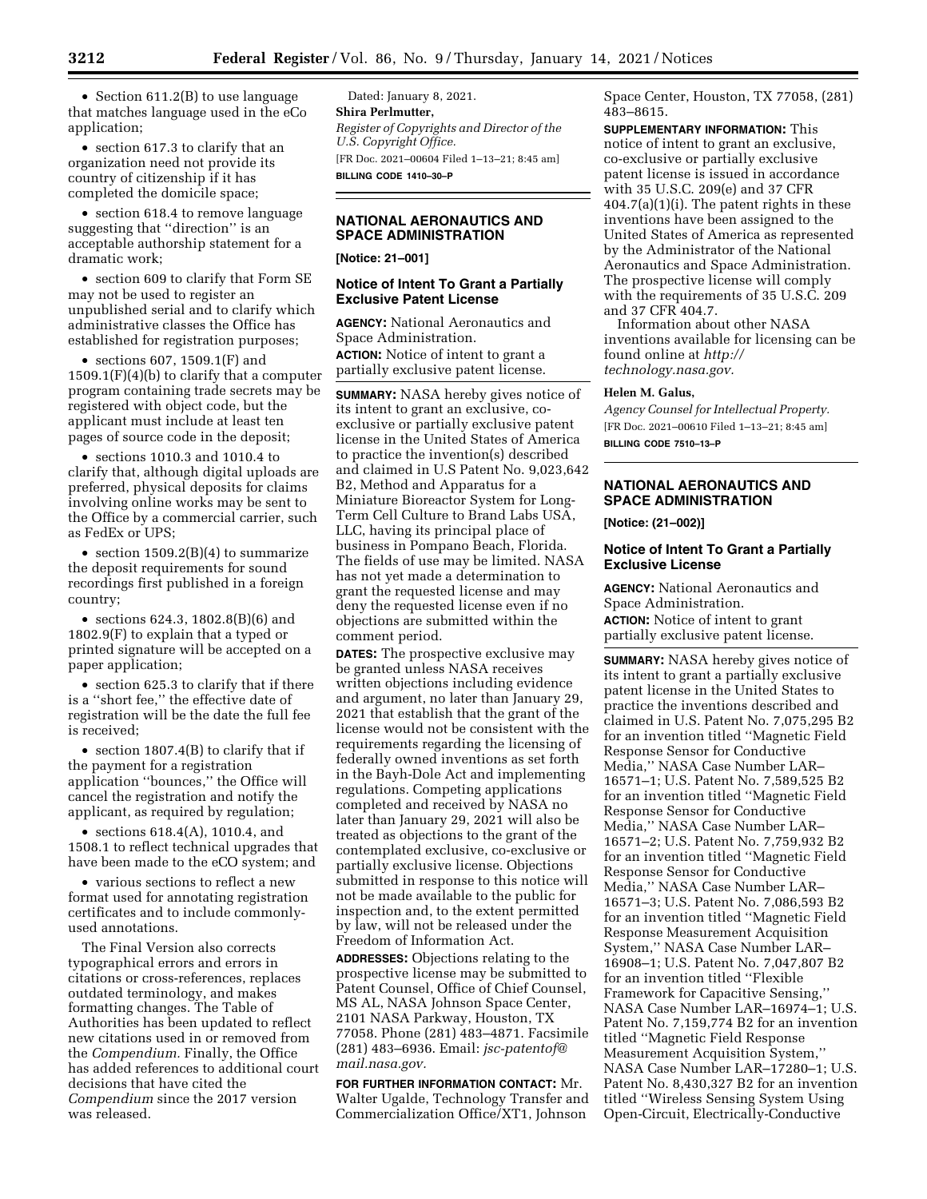• Section 611.2(B) to use language that matches language used in the eCo application;

• section 617.3 to clarify that an organization need not provide its country of citizenship if it has completed the domicile space;

• section 618.4 to remove language suggesting that ''direction'' is an acceptable authorship statement for a dramatic work;

• section 609 to clarify that Form SE may not be used to register an unpublished serial and to clarify which administrative classes the Office has established for registration purposes;

• sections 607, 1509.1(F) and 1509.1(F)(4)(b) to clarify that a computer program containing trade secrets may be registered with object code, but the applicant must include at least ten pages of source code in the deposit;

• sections 1010.3 and 1010.4 to clarify that, although digital uploads are preferred, physical deposits for claims involving online works may be sent to the Office by a commercial carrier, such as FedEx or UPS;

• section 1509.2(B)(4) to summarize the deposit requirements for sound recordings first published in a foreign country;

• sections 624.3, 1802.8(B)(6) and 1802.9(F) to explain that a typed or printed signature will be accepted on a paper application;

• section 625.3 to clarify that if there is a ''short fee,'' the effective date of registration will be the date the full fee is received;

• section 1807.4(B) to clarify that if the payment for a registration application ''bounces,'' the Office will cancel the registration and notify the applicant, as required by regulation;

• sections 618.4(A), 1010.4, and 1508.1 to reflect technical upgrades that have been made to the eCO system; and

• various sections to reflect a new format used for annotating registration certificates and to include commonly-used annotations.

The Final Version also corrects typographical errors and errors in citations or cross-references, replaces outdated terminology, and makes formatting changes. The Table of Authorities has been updated to reflect new citations used in or removed from the *Compendium.* Finally, the Office has added references to additional court decisions that have cited the *Compendium* since the 2017 version was released.

Dated: January 8, 2021.

**Shira Perlmutter,**

*Register of Copyrights and Director of the U.S. Copyright Office.*

[FR Doc. 2021–00604 Filed 1–13–21; 8:45 am]

**BILLING CODE 1410–30–P**

## NATIONAL AERONAUTICS AND SPACE ADMINISTRATION

**[Notice: 21–001]**

### Notice of Intent To Grant a Partially Exclusive Patent License

**AGENCY:** National Aeronautics and Space Administration.

**ACTION:** Notice of intent to grant a partially exclusive patent license.

**SUMMARY:** NASA hereby gives notice of its intent to grant an exclusive, co-exclusive or partially exclusive patent license in the United States of America to practice the invention(s) described and claimed in U.S Patent No. 9,023,642 B2, Method and Apparatus for a Miniature Bioreactor System for Long-Term Cell Culture to Brand Labs USA, LLC, having its principal place of business in Pompano Beach, Florida. The fields of use may be limited. NASA has not yet made a determination to grant the requested license and may deny the requested license even if no objections are submitted within the comment period.

**DATES:** The prospective exclusive may be granted unless NASA receives written objections including evidence and argument, no later than January 29, 2021 that establish that the grant of the license would not be consistent with the requirements regarding the licensing of federally owned inventions as set forth in the Bayh-Dole Act and implementing regulations. Competing applications completed and received by NASA no later than January 29, 2021 will also be treated as objections to the grant of the contemplated exclusive, co-exclusive or partially exclusive license. Objections submitted in response to this notice will not be made available to the public for inspection and, to the extent permitted by law, will not be released under the Freedom of Information Act.

**ADDRESSES:** Objections relating to the prospective license may be submitted to Patent Counsel, Office of Chief Counsel, MS AL, NASA Johnson Space Center, 2101 NASA Parkway, Houston, TX 77058. Phone (281) 483–4871. Facsimile (281) 483–6936. Email: *jsc-patentof@mail.nasa.gov.*

**FOR FURTHER INFORMATION CONTACT:** Mr. Walter Ugalde, Technology Transfer and Commercialization Office/XT1, Johnson Space Center, Houston, TX 77058, (281) 483–8615.

**SUPPLEMENTARY INFORMATION:** This notice of intent to grant an exclusive, co-exclusive or partially exclusive patent license is issued in accordance with 35 U.S.C. 209(e) and 37 CFR 404.7(a)(1)(i). The patent rights in these inventions have been assigned to the United States of America as represented by the Administrator of the National Aeronautics and Space Administration. The prospective license will comply with the requirements of 35 U.S.C. 209 and 37 CFR 404.7.

Information about other NASA inventions available for licensing can be found online at *http://technology.nasa.gov.*

**Helen M. Galus,**

*Agency Counsel for Intellectual Property.*

[FR Doc. 2021–00610 Filed 1–13–21; 8:45 am]

**BILLING CODE 7510–13–P**

## NATIONAL AERONAUTICS AND SPACE ADMINISTRATION

**[Notice: (21–002)]**

### Notice of Intent To Grant a Partially Exclusive License

**AGENCY:** National Aeronautics and Space Administration.

**ACTION:** Notice of intent to grant partially exclusive patent license.

**SUMMARY:** NASA hereby gives notice of its intent to grant a partially exclusive patent license in the United States to practice the inventions described and claimed in U.S. Patent No. 7,075,295 B2 for an invention titled ''Magnetic Field Response Sensor for Conductive Media,'' NASA Case Number LAR–16571–1; U.S. Patent No. 7,589,525 B2 for an invention titled ''Magnetic Field Response Sensor for Conductive Media,'' NASA Case Number LAR–16571–2; U.S. Patent No. 7,759,932 B2 for an invention titled ''Magnetic Field Response Sensor for Conductive Media,'' NASA Case Number LAR–16571–3; U.S. Patent No. 7,086,593 B2 for an invention titled ''Magnetic Field Response Measurement Acquisition System,'' NASA Case Number LAR–16908–1; U.S. Patent No. 7,047,807 B2 for an invention titled ''Flexible Framework for Capacitive Sensing,'' NASA Case Number LAR–16974–1; U.S. Patent No. 7,159,774 B2 for an invention titled ''Magnetic Field Response Measurement Acquisition System,'' NASA Case Number LAR–17280–1; U.S. Patent No. 8,430,327 B2 for an invention titled ''Wireless Sensing System Using Open-Circuit, Electrically-Conductive